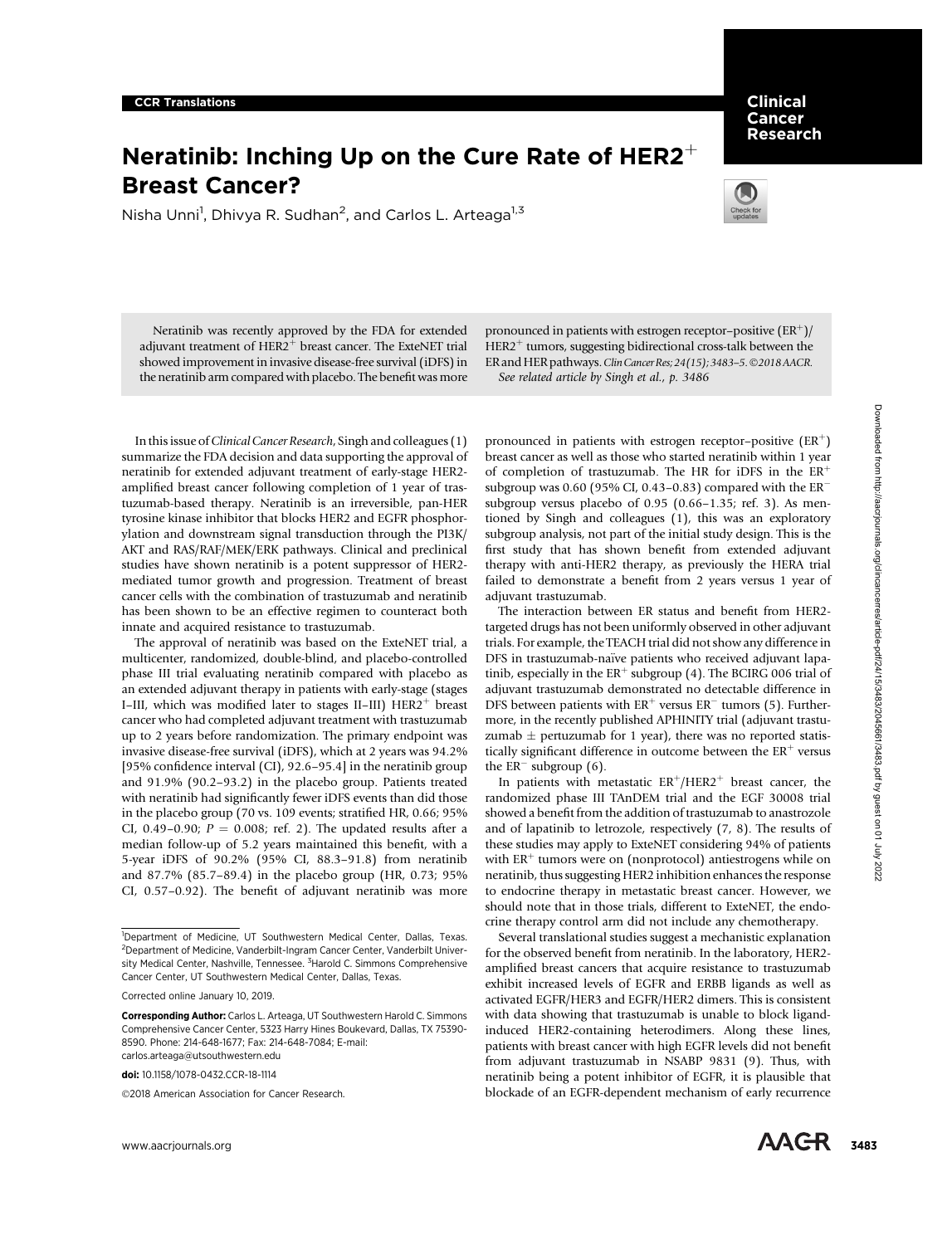CCR Translations

# Neratinib: Inching Up on the Cure Rate of HER2$^+$ Breast Cancer?

Nisha Unni[1], Dhivya R. Sudhan[2], and Carlos L. Arteaga[1,3]

Neratinib was recently approved by the FDA for extended adjuvant treatment of HER2$^+$ breast cancer. The ExteNET trial showed improvement in invasive disease-free survival (iDFS) in the neratinib arm compared with placebo. The benefit was more pronounced in patients with estrogen receptor–positive (ER$^+$)/HER2$^+$ tumors, suggesting bidirectional cross-talk between the ER and HER pathways. *Clin Cancer Res; 24(15); 3483–5. ©2018 AACR.*

*See related article by Singh et al., p. 3486*

In this issue of *Clinical Cancer Research*, Singh and colleagues (1) summarize the FDA decision and data supporting the approval of neratinib for extended adjuvant treatment of early-stage HER2-amplified breast cancer following completion of 1 year of trastuzumab-based therapy. Neratinib is an irreversible, pan-HER tyrosine kinase inhibitor that blocks HER2 and EGFR phosphorylation and downstream signal transduction through the PI3K/AKT and RAS/RAF/MEK/ERK pathways. Clinical and preclinical studies have shown neratinib is a potent suppressor of HER2-mediated tumor growth and progression. Treatment of breast cancer cells with the combination of trastuzumab and neratinib has been shown to be an effective regimen to counteract both innate and acquired resistance to trastuzumab.

The approval of neratinib was based on the ExteNET trial, a multicenter, randomized, double-blind, and placebo-controlled phase III trial evaluating neratinib compared with placebo as an extended adjuvant therapy in patients with early-stage (stages I–III, which was modified later to stages II–III) HER2$^+$ breast cancer who had completed adjuvant treatment with trastuzumab up to 2 years before randomization. The primary endpoint was invasive disease-free survival (iDFS), which at 2 years was 94.2% [95% confidence interval (CI), 92.6–95.4] in the neratinib group and 91.9% (90.2–93.2) in the placebo group. Patients treated with neratinib had significantly fewer iDFS events than did those in the placebo group (70 vs. 109 events; stratified HR, 0.66; 95% CI, 0.49–0.90; $P = 0.008$; ref. 2). The updated results after a median follow-up of 5.2 years maintained this benefit, with a 5-year iDFS of 90.2% (95% CI, 88.3–91.8) from neratinib and 87.7% (85.7–89.4) in the placebo group (HR, 0.73; 95% CI, 0.57–0.92). The benefit of adjuvant neratinib was more pronounced in patients with estrogen receptor–positive (ER$^+$) breast cancer as well as those who started neratinib within 1 year of completion of trastuzumab. The HR for iDFS in the ER$^+$ subgroup was 0.60 (95% CI, 0.43–0.83) compared with the ER$^-$ subgroup versus placebo of 0.95 (0.66–1.35; ref. 3). As mentioned by Singh and colleagues (1), this was an exploratory subgroup analysis, not part of the initial study design. This is the first study that has shown benefit from extended adjuvant therapy with anti-HER2 therapy, as previously the HERA trial failed to demonstrate a benefit from 2 years versus 1 year of adjuvant trastuzumab.

The interaction between ER status and benefit from HER2-targeted drugs has not been uniformly observed in other adjuvant trials. For example, the TEACH trial did not show any difference in DFS in trastuzumab-naïve patients who received adjuvant lapatinib, especially in the ER$^+$ subgroup (4). The BCIRG 006 trial of adjuvant trastuzumab demonstrated no detectable difference in DFS between patients with ER$^+$ versus ER$^-$ tumors (5). Furthermore, in the recently published APHINITY trial (adjuvant trastuzumab ± pertuzumab for 1 year), there was no reported statistically significant difference in outcome between the ER$^+$ versus the ER$^-$ subgroup (6).

In patients with metastatic ER$^+$/HER2$^+$ breast cancer, the randomized phase III TAnDEM trial and the EGF 30008 trial showed a benefit from the addition of trastuzumab to anastrozole and of lapatinib to letrozole, respectively (7, 8). The results of these studies may apply to ExteNET considering 94% of patients with ER$^+$ tumors were on (nonprotocol) antiestrogens while on neratinib, thus suggesting HER2 inhibition enhances the response to endocrine therapy in metastatic breast cancer. However, we should note that in those trials, different to ExteNET, the endocrine therapy control arm did not include any chemotherapy.

Several translational studies suggest a mechanistic explanation for the observed benefit from neratinib. In the laboratory, HER2-amplified breast cancers that acquire resistance to trastuzumab exhibit increased levels of EGFR and ERBB ligands as well as activated EGFR/HER3 and EGFR/HER2 dimers. This is consistent with data showing that trastuzumab is unable to block ligand-induced HER2-containing heterodimers. Along these lines, patients with breast cancer with high EGFR levels did not benefit from adjuvant trastuzumab in NSABP 9831 (9). Thus, with neratinib being a potent inhibitor of EGFR, it is plausible that blockade of an EGFR-dependent mechanism of early recurrence

[1]Department of Medicine, UT Southwestern Medical Center, Dallas, Texas. [2]Department of Medicine, Vanderbilt-Ingram Cancer Center, Vanderbilt University Medical Center, Nashville, Tennessee. [3]Harold C. Simmons Comprehensive Cancer Center, UT Southwestern Medical Center, Dallas, Texas.

Corrected online January 10, 2019.

**Corresponding Author:** Carlos L. Arteaga, UT Southwestern Harold C. Simmons Comprehensive Cancer Center, 5323 Harry Hines Boukevard, Dallas, TX 75390-8590. Phone: 214-648-1677; Fax: 214-648-7084; E-mail: carlos.arteaga@utsouthwestern.edu

**doi:** 10.1158/1078-0432.CCR-18-1114

©2018 American Association for Cancer Research.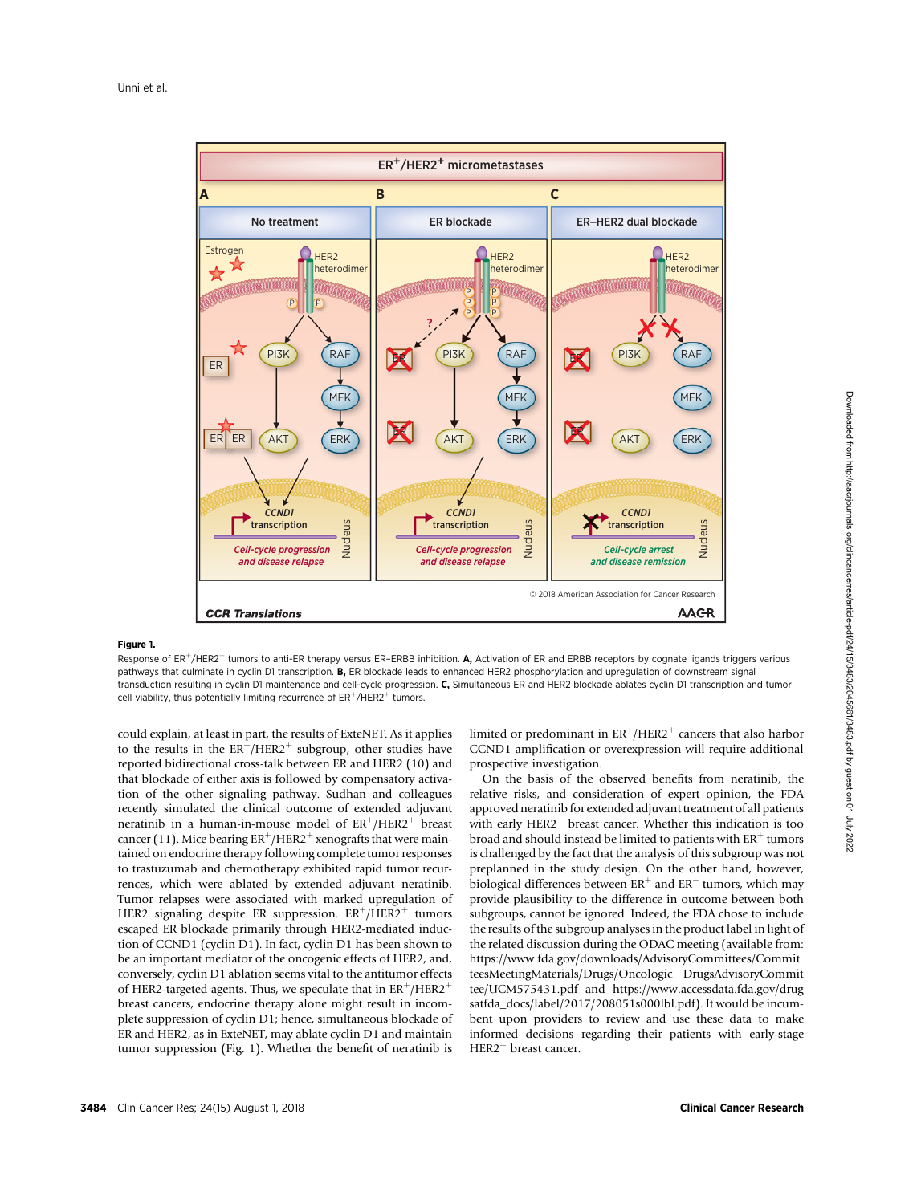**Figure 1.**

Response of $ER^+/HER2^+$ tumors to anti-ER therapy versus ER–ERBB inhibition. **A,** Activation of ER and ERBB receptors by cognate ligands triggers various pathways that culminate in cyclin D1 transcription. **B,** ER blockade leads to enhanced HER2 phosphorylation and upregulation of downstream signal transduction resulting in cyclin D1 maintenance and cell-cycle progression. **C,** Simultaneous ER and HER2 blockade ablates cyclin D1 transcription and tumor cell viability, thus potentially limiting recurrence of $ER^+/HER2^+$ tumors.

could explain, at least in part, the results of ExteNET. As it applies to the results in the $ER^+/HER2^+$ subgroup, other studies have reported bidirectional cross-talk between ER and HER2 (10) and that blockade of either axis is followed by compensatory activation of the other signaling pathway. Sudhan and colleagues recently simulated the clinical outcome of extended adjuvant neratinib in a human-in-mouse model of $ER^+/HER2^+$ breast cancer (11). Mice bearing $ER^+/HER2^+$ xenografts that were maintained on endocrine therapy following complete tumor responses to trastuzumab and chemotherapy exhibited rapid tumor recurrences, which were ablated by extended adjuvant neratinib. Tumor relapses were associated with marked upregulation of HER2 signaling despite ER suppression. $ER^+/HER2^+$ tumors escaped ER blockade primarily through HER2-mediated induction of CCND1 (cyclin D1). In fact, cyclin D1 has been shown to be an important mediator of the oncogenic effects of HER2, and, conversely, cyclin D1 ablation seems vital to the antitumor effects of HER2-targeted agents. Thus, we speculate that in $ER^+/HER2^+$ breast cancers, endocrine therapy alone might result in incomplete suppression of cyclin D1; hence, simultaneous blockade of ER and HER2, as in ExteNET, may ablate cyclin D1 and maintain tumor suppression (Fig. 1). Whether the benefit of neratinib is limited or predominant in $ER^+/HER2^+$ cancers that also harbor CCND1 amplification or overexpression will require additional prospective investigation.

On the basis of the observed benefits from neratinib, the relative risks, and consideration of expert opinion, the FDA approved neratinib for extended adjuvant treatment of all patients with early $HER2^+$ breast cancer. Whether this indication is too broad and should instead be limited to patients with $ER^+$ tumors is challenged by the fact that the analysis of this subgroup was not preplanned in the study design. On the other hand, however, biological differences between $ER^+$ and $ER^-$ tumors, which may provide plausibility to the difference in outcome between both subgroups, cannot be ignored. Indeed, the FDA chose to include the results of the subgroup analyses in the product label in light of the related discussion during the ODAC meeting (available from: https://www.fda.gov/downloads/AdvisoryCommittees/CommitteesMeetingMaterials/Drugs/OncologicDrugsAdvisoryCommittee/UCM575431.pdf and https://www.accessdata.fda.gov/drugsatfda_docs/label/2017/208051s000lbl.pdf). It would be incumbent upon providers to review and use these data to make informed decisions regarding their patients with early-stage $HER2^+$ breast cancer.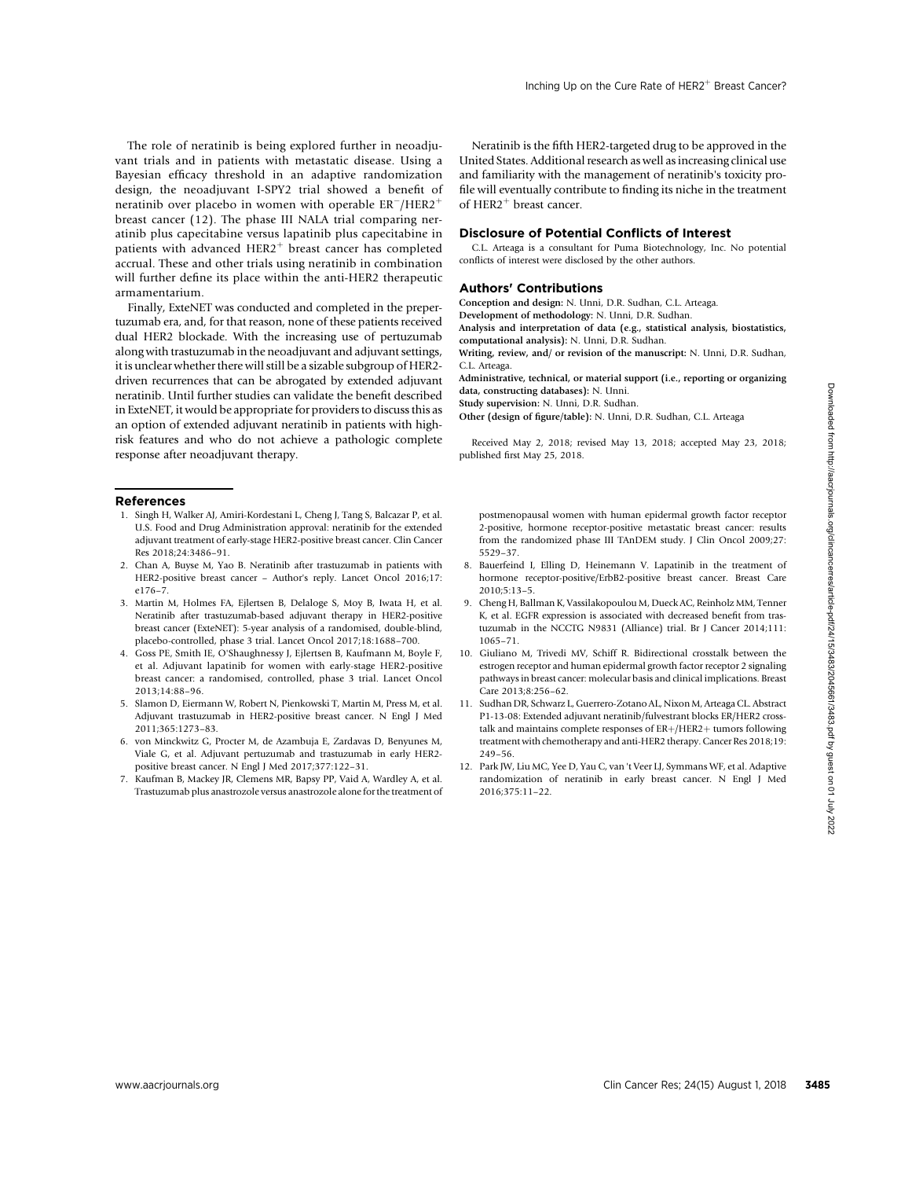The role of neratinib is being explored further in neoadjuvant trials and in patients with metastatic disease. Using a Bayesian efficacy threshold in an adaptive randomization design, the neoadjuvant I-SPY2 trial showed a benefit of neratinib over placebo in women with operable $ER^-/HER2^+$ breast cancer (12). The phase III NALA trial comparing neratinib plus capecitabine versus lapatinib plus capecitabine in patients with advanced $HER2^+$ breast cancer has completed accrual. These and other trials using neratinib in combination will further define its place within the anti-HER2 therapeutic armamentarium.

Finally, ExteNET was conducted and completed in the prepertuzumab era, and, for that reason, none of these patients received dual HER2 blockade. With the increasing use of pertuzumab along with trastuzumab in the neoadjuvant and adjuvant settings, it is unclear whether there will still be a sizable subgroup of HER2-driven recurrences that can be abrogated by extended adjuvant neratinib. Until further studies can validate the benefit described in ExteNET, it would be appropriate for providers to discuss this as an option of extended adjuvant neratinib in patients with high-risk features and who do not achieve a pathologic complete response after neoadjuvant therapy.

Neratinib is the fifth HER2-targeted drug to be approved in the United States. Additional research as well as increasing clinical use and familiarity with the management of neratinib's toxicity profile will eventually contribute to finding its niche in the treatment of $HER2^+$ breast cancer.

## Disclosure of Potential Conflicts of Interest

C.L. Arteaga is a consultant for Puma Biotechnology, Inc. No potential conflicts of interest were disclosed by the other authors.

## Authors' Contributions

**Conception and design:** N. Unni, D.R. Sudhan, C.L. Arteaga.
**Development of methodology:** N. Unni, D.R. Sudhan.
**Analysis and interpretation of data (e.g., statistical analysis, biostatistics, computational analysis):** N. Unni, D.R. Sudhan.
**Writing, review, and/ or revision of the manuscript:** N. Unni, D.R. Sudhan, C.L. Arteaga.
**Administrative, technical, or material support (i.e., reporting or organizing data, constructing databases):** N. Unni.
**Study supervision:** N. Unni, D.R. Sudhan.
**Other (design of figure/table):** N. Unni, D.R. Sudhan, C.L. Arteaga

Received May 2, 2018; revised May 13, 2018; accepted May 23, 2018; published first May 25, 2018.

## References

1. Singh H, Walker AJ, Amiri-Kordestani L, Cheng J, Tang S, Balcazar P, et al. U.S. Food and Drug Administration approval: neratinib for the extended adjuvant treatment of early-stage HER2-positive breast cancer. Clin Cancer Res 2018;24:3486–91.
2. Chan A, Buyse M, Yao B. Neratinib after trastuzumab in patients with HER2-positive breast cancer – Author's reply. Lancet Oncol 2016;17: e176–7.
3. Martin M, Holmes FA, Ejlertsen B, Delaloge S, Moy B, Iwata H, et al. Neratinib after trastuzumab-based adjuvant therapy in HER2-positive breast cancer (ExteNET): 5-year analysis of a randomised, double-blind, placebo-controlled, phase 3 trial. Lancet Oncol 2017;18:1688–700.
4. Goss PE, Smith IE, O'Shaughnessy J, Ejlertsen B, Kaufmann M, Boyle F, et al. Adjuvant lapatinib for women with early-stage HER2-positive breast cancer: a randomised, controlled, phase 3 trial. Lancet Oncol 2013;14:88–96.
5. Slamon D, Eiermann W, Robert N, Pienkowski T, Martin M, Press M, et al. Adjuvant trastuzumab in HER2-positive breast cancer. N Engl J Med 2011;365:1273–83.
6. von Minckwitz G, Procter M, de Azambuja E, Zardavas D, Benyunes M, Viale G, et al. Adjuvant pertuzumab and trastuzumab in early HER2-positive breast cancer. N Engl J Med 2017;377:122–31.
7. Kaufman B, Mackey JR, Clemens MR, Bapsy PP, Vaid A, Wardley A, et al. Trastuzumab plus anastrozole versus anastrozole alone for the treatment of postmenopausal women with human epidermal growth factor receptor 2-positive, hormone receptor-positive metastatic breast cancer: results from the randomized phase III TAnDEM study. J Clin Oncol 2009;27: 5529–37.
8. Bauerfeind I, Elling D, Heinemann V. Lapatinib in the treatment of hormone receptor-positive/ErbB2-positive breast cancer. Breast Care 2010;5:13–5.
9. Cheng H, Ballman K, Vassilakopoulou M, Dueck AC, Reinholz MM, Tenner K, et al. EGFR expression is associated with decreased benefit from trastuzumab in the NCCTG N9831 (Alliance) trial. Br J Cancer 2014;111: 1065–71.
10. Giuliano M, Trivedi MV, Schiff R. Bidirectional crosstalk between the estrogen receptor and human epidermal growth factor receptor 2 signaling pathways in breast cancer: molecular basis and clinical implications. Breast Care 2013;8:256–62.
11. Sudhan DR, Schwarz L, Guerrero-Zotano AL, Nixon M, Arteaga CL. Abstract P1-13-08: Extended adjuvant neratinib/fulvestrant blocks ER/HER2 crosstalk and maintains complete responses of ER+/HER2+ tumors following treatment with chemotherapy and anti-HER2 therapy. Cancer Res 2018;19: 249–56.
12. Park JW, Liu MC, Yee D, Yau C, van 't Veer LJ, Symmans WF, et al. Adaptive randomization of neratinib in early breast cancer. N Engl J Med 2016;375:11–22.